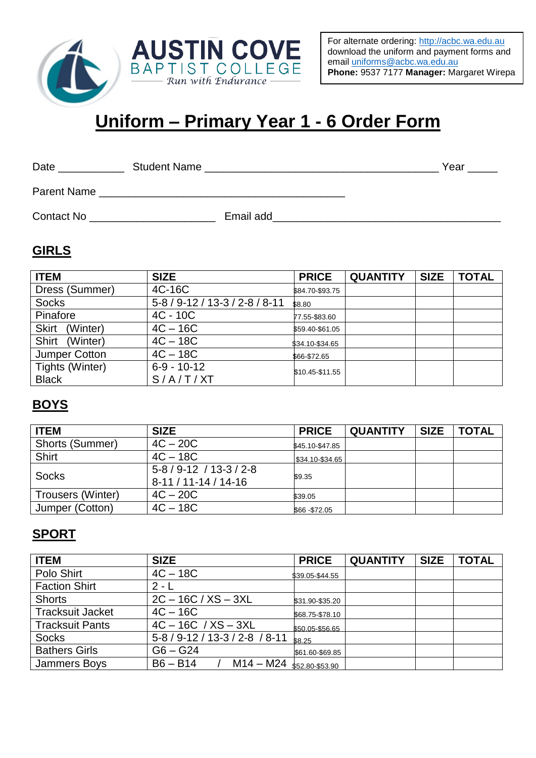**AUSTIN COVE**
**BAPTIST COLLEGE**
*Run with Endurance*

For alternate ordering: http://acbc.wa.edu.au download the uniform and payment forms and email uniforms@acbc.wa.edu.au
**Phone:** 9537 7177 **Manager:** Margaret Wirepa

# Uniform – Primary Year 1 - 6 Order Form

Date ___________ Student Name _______________________________________ Year _____

Parent Name ________________________________________

Contact No ____________________ Email add_____________________________________

## GIRLS

| ITEM | SIZE | PRICE | QUANTITY | SIZE | TOTAL |
|---|---|---|---|---|---|
| Dress (Summer) | 4C-16C | $84.70-$93.75 | | | |
| Socks | 5-8 / 9-12 / 13-3 / 2-8 / 8-11 | $8.80 | | | |
| Pinafore | 4C - 10C | 77.55-$83.60 | | | |
| Skirt (Winter) | 4C – 16C | $59.40-$61.05 | | | |
| Shirt (Winter) | 4C – 18C | $34.10-$34.65 | | | |
| Jumper Cotton | 4C – 18C | $66-$72.65 | | | |
| Tights (Winter) Black | 6-9 - 10-12 S / A / T / XT | $10.45-$11.55 | | | |

## BOYS

| ITEM | SIZE | PRICE | QUANTITY | SIZE | TOTAL |
|---|---|---|---|---|---|
| Shorts (Summer) | 4C – 20C | $45.10-$47.85 | | | |
| Shirt | 4C – 18C | $34.10-$34.65 | | | |
| Socks | 5-8 / 9-12 / 13-3 / 2-8 8-11 / 11-14 / 14-16 | $9.35 | | | |
| Trousers (Winter) | 4C – 20C | $39.05 | | | |
| Jumper (Cotton) | 4C – 18C | $66 -$72.05 | | | |

## SPORT

| ITEM | SIZE | PRICE | QUANTITY | SIZE | TOTAL |
|---|---|---|---|---|---|
| Polo Shirt | 4C – 18C | $39.05-$44.55 | | | |
| Faction Shirt | 2 - L | | | | |
| Shorts | 2C – 16C / XS – 3XL | $31.90-$35.20 | | | |
| Tracksuit Jacket | 4C – 16C | $68.75-$78.10 | | | |
| Tracksuit Pants | 4C – 16C / XS – 3XL | $50.05-$56.65 | | | |
| Socks | 5-8 / 9-12 / 13-3 / 2-8 / 8-11 | $8.25 | | | |
| Bathers Girls | G6 – G24 | $61.60-$69.85 | | | |
| Jammers Boys | B6 – B14 / M14 – M24 | $52.80-$53.90 | | | |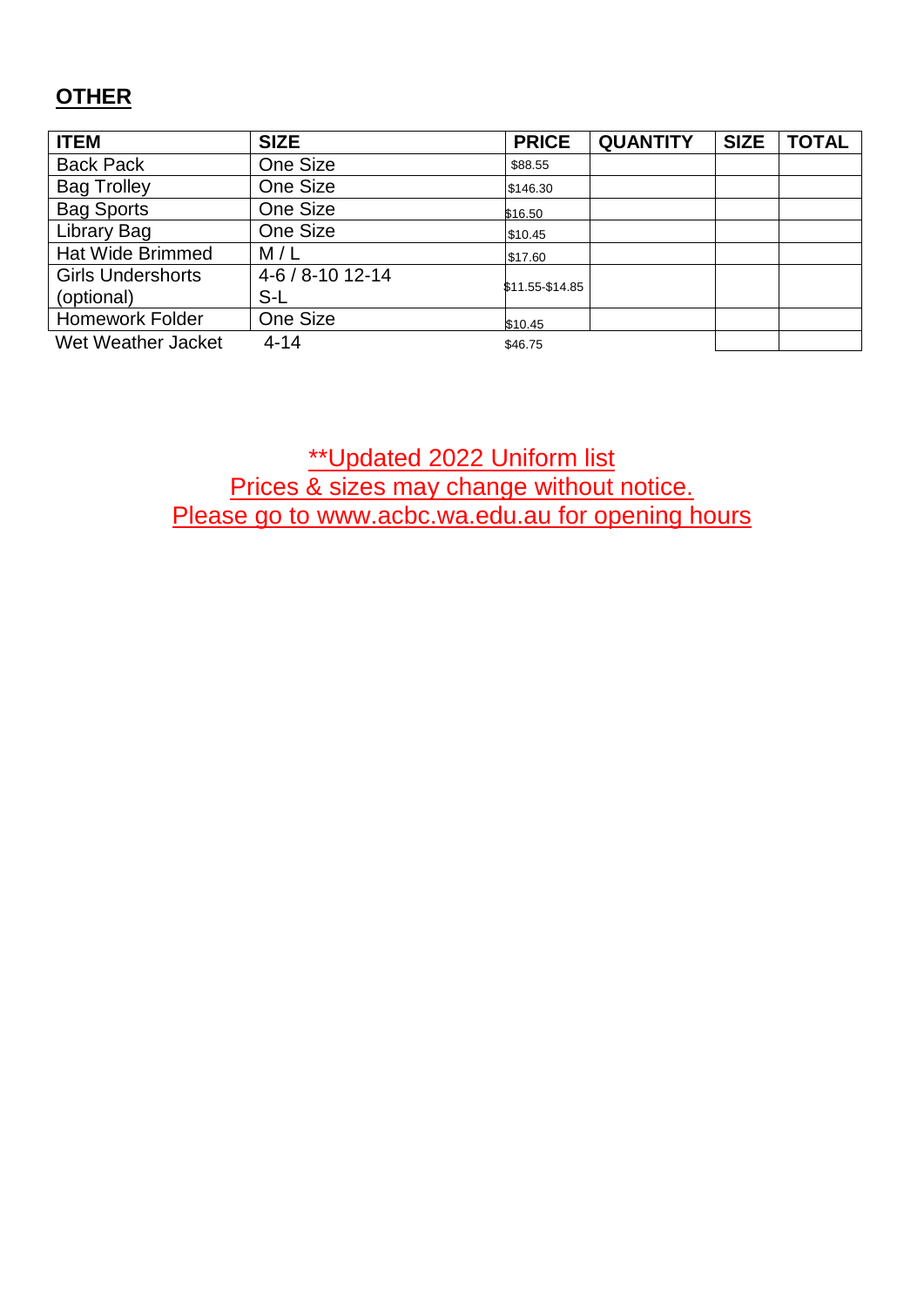## OTHER

| ITEM | SIZE | PRICE | QUANTITY | SIZE | TOTAL |
|---|---|---|---|---|---|
| Back Pack | One Size | $88.55 | | | |
| Bag Trolley | One Size | $146.30 | | | |
| Bag Sports | One Size | $16.50 | | | |
| Library Bag | One Size | $10.45 | | | |
| Hat Wide Brimmed | M / L | $17.60 | | | |
| Girls Undershorts (optional) | 4-6 / 8-10 12-14 S-L | $11.55-$14.85 | | | |
| Homework Folder | One Size | $10.45 | | | |
| Wet Weather Jacket | 4-14 | $46.75 | | | |

**Updated 2022 Uniform list
Prices & sizes may change without notice.
Please go to www.acbc.wa.edu.au for opening hours